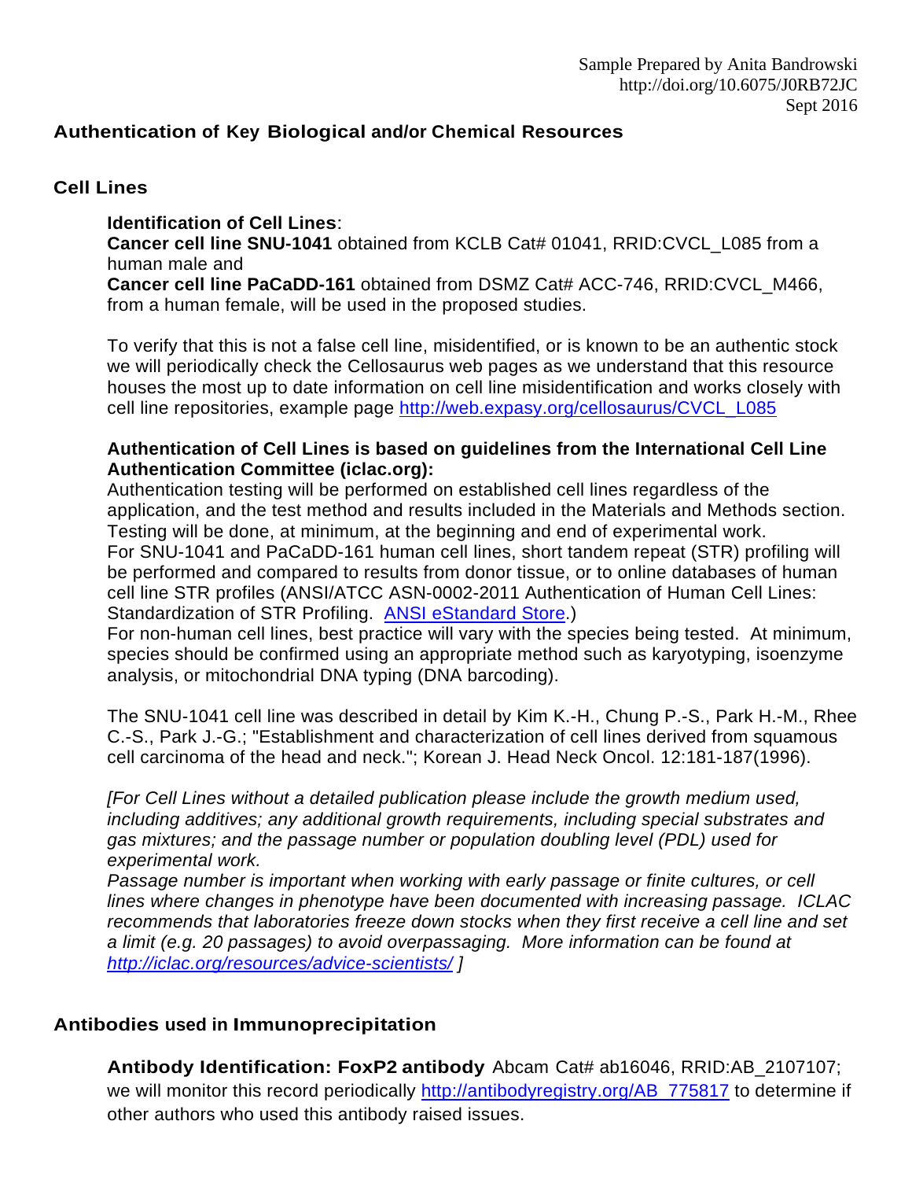Sample Prepared by Anita Bandrowski
http://doi.org/10.6075/J0RB72JC
Sept 2016

# Authentication of Key Biological and/or Chemical Resources

## Cell Lines

**Identification of Cell Lines**:
**Cancer cell line SNU-1041** obtained from KCLB Cat# 01041, RRID:CVCL_L085 from a human male and
**Cancer cell line PaCaDD-161** obtained from DSMZ Cat# ACC-746, RRID:CVCL_M466, from a human female, will be used in the proposed studies.

To verify that this is not a false cell line, misidentified, or is known to be an authentic stock we will periodically check the Cellosaurus web pages as we understand that this resource houses the most up to date information on cell line misidentification and works closely with cell line repositories, example page [http://web.expasy.org/cellosaurus/CVCL_L085](http://web.expasy.org/cellosaurus/CVCL_L085)

**Authentication of Cell Lines is based on guidelines from the International Cell Line Authentication Committee (iclac.org):**
Authentication testing will be performed on established cell lines regardless of the application, and the test method and results included in the Materials and Methods section. Testing will be done, at minimum, at the beginning and end of experimental work.
For SNU-1041 and PaCaDD-161 human cell lines, short tandem repeat (STR) profiling will be performed and compared to results from donor tissue, or to online databases of human cell line STR profiles (ANSI/ATCC ASN-0002-2011 Authentication of Human Cell Lines: Standardization of STR Profiling. [ANSI eStandard Store](#).)
For non-human cell lines, best practice will vary with the species being tested. At minimum, species should be confirmed using an appropriate method such as karyotyping, isoenzyme analysis, or mitochondrial DNA typing (DNA barcoding).

The SNU-1041 cell line was described in detail by Kim K.-H., Chung P.-S., Park H.-M., Rhee C.-S., Park J.-G.; "Establishment and characterization of cell lines derived from squamous cell carcinoma of the head and neck."; Korean J. Head Neck Oncol. 12:181-187(1996).

*[For Cell Lines without a detailed publication please include the growth medium used, including additives; any additional growth requirements, including special substrates and gas mixtures; and the passage number or population doubling level (PDL) used for experimental work.*
*Passage number is important when working with early passage or finite cultures, or cell lines where changes in phenotype have been documented with increasing passage. ICLAC recommends that laboratories freeze down stocks when they first receive a cell line and set a limit (e.g. 20 passages) to avoid overpassaging. More information can be found at [http://iclac.org/resources/advice-scientists/](http://iclac.org/resources/advice-scientists/) ]*

## Antibodies used in Immunoprecipitation

**Antibody Identification: FoxP2 antibody** Abcam Cat# ab16046, RRID:AB_2107107; we will monitor this record periodically [http://antibodyregistry.org/AB_775817](http://antibodyregistry.org/AB_775817) to determine if other authors who used this antibody raised issues.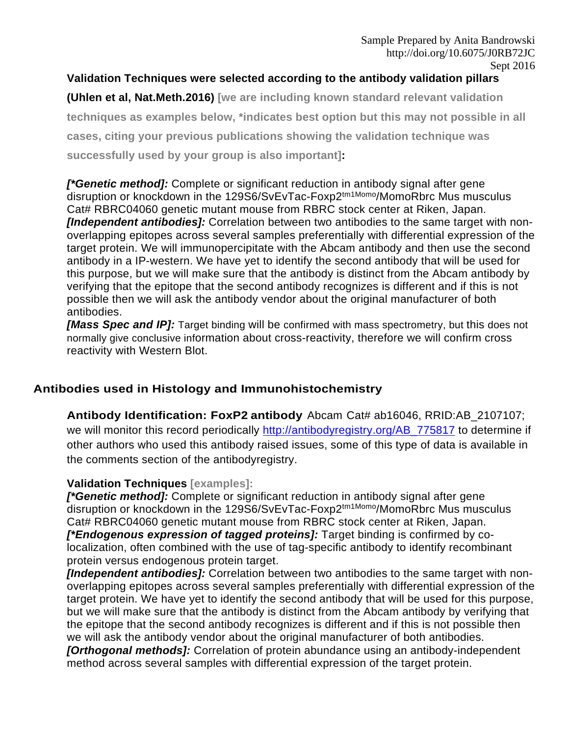Sample Prepared by Anita Bandrowski
http://doi.org/10.6075/J0RB72JC
Sept 2016

**Validation Techniques were selected according to the antibody validation pillars (Uhlen et al, Nat.Meth.2016)** **[we are including known standard relevant validation techniques as examples below, *indicates best option but this may not possible in all cases, citing your previous publications showing the validation technique was successfully used by your group is also important]:**

***[*Genetic method]:*** Complete or significant reduction in antibody signal after gene disruption or knockdown in the 129S6/SvEvTac-Foxp2$^{tm1Momo}$/MomoRbrc Mus musculus Cat# RBRC04060 genetic mutant mouse from RBRC stock center at Riken, Japan.
***[Independent antibodies]:*** Correlation between two antibodies to the same target with non-overlapping epitopes across several samples preferentially with differential expression of the target protein. We will immunopercipitate with the Abcam antibody and then use the second antibody in a IP-western. We have yet to identify the second antibody that will be used for this purpose, but we will make sure that the antibody is distinct from the Abcam antibody by verifying that the epitope that the second antibody recognizes is different and if this is not possible then we will ask the antibody vendor about the original manufacturer of both antibodies.
***[Mass Spec and IP]:*** Target binding will be confirmed with mass spectrometry, but this does not normally give conclusive information about cross-reactivity, therefore we will confirm cross reactivity with Western Blot.

## Antibodies used in Histology and Immunohistochemistry

**Antibody Identification: FoxP2 antibody** Abcam Cat# ab16046, RRID:AB_2107107; we will monitor this record periodically http://antibodyregistry.org/AB_775817 to determine if other authors who used this antibody raised issues, some of this type of data is available in the comments section of the antibodyregistry.

**Validation Techniques** **[examples]:**
***[*Genetic method]:*** Complete or significant reduction in antibody signal after gene disruption or knockdown in the 129S6/SvEvTac-Foxp2$^{tm1Momo}$/MomoRbrc Mus musculus Cat# RBRC04060 genetic mutant mouse from RBRC stock center at Riken, Japan.
***[*Endogenous expression of tagged proteins]:*** Target binding is confirmed by co-localization, often combined with the use of tag-specific antibody to identify recombinant protein versus endogenous protein target.
***[Independent antibodies]:*** Correlation between two antibodies to the same target with non-overlapping epitopes across several samples preferentially with differential expression of the target protein. We have yet to identify the second antibody that will be used for this purpose, but we will make sure that the antibody is distinct from the Abcam antibody by verifying that the epitope that the second antibody recognizes is different and if this is not possible then we will ask the antibody vendor about the original manufacturer of both antibodies.
***[Orthogonal methods]:*** Correlation of protein abundance using an antibody-independent method across several samples with differential expression of the target protein.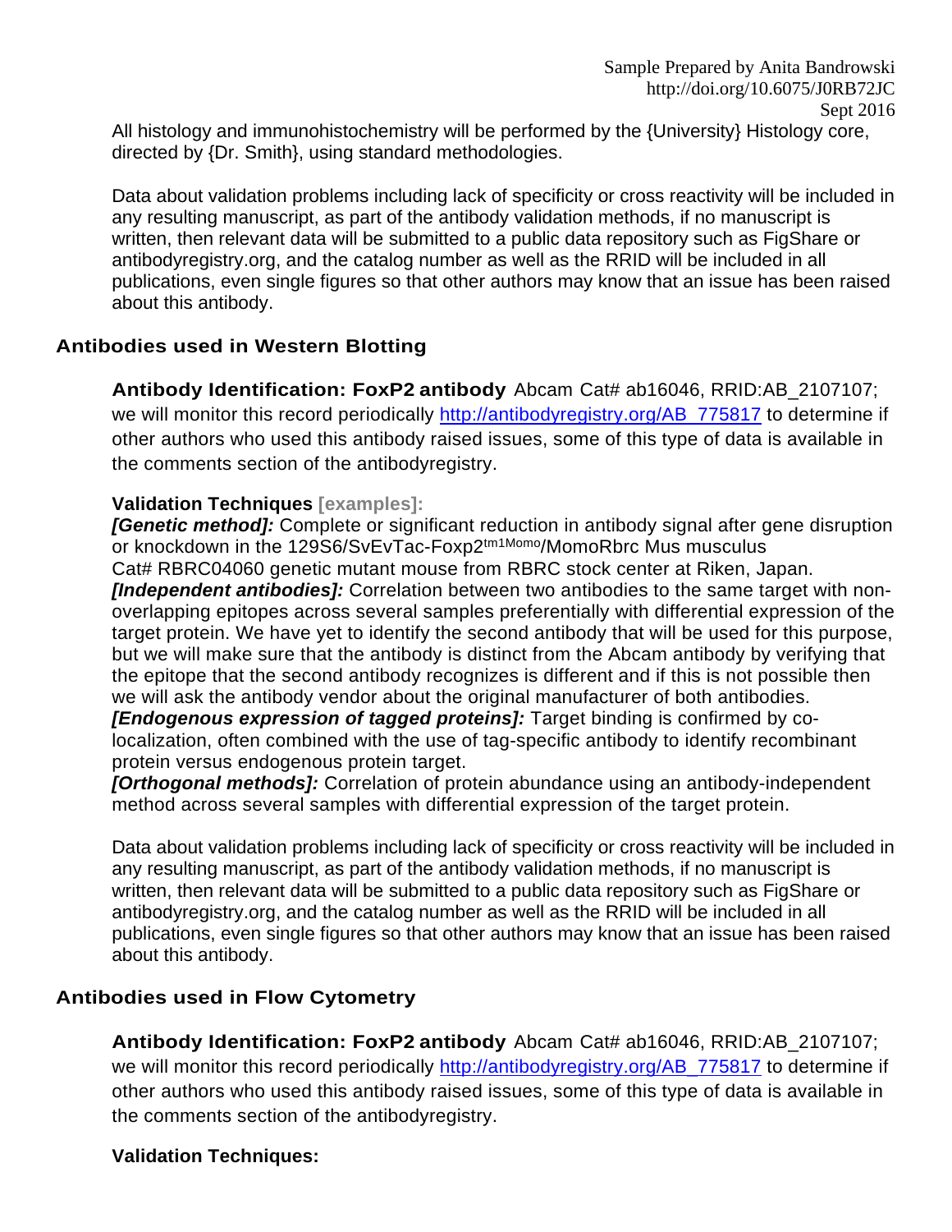All histology and immunohistochemistry will be performed by the {University} Histology core, directed by {Dr. Smith}, using standard methodologies.

Data about validation problems including lack of specificity or cross reactivity will be included in any resulting manuscript, as part of the antibody validation methods, if no manuscript is written, then relevant data will be submitted to a public data repository such as FigShare or antibodyregistry.org, and the catalog number as well as the RRID will be included in all publications, even single figures so that other authors may know that an issue has been raised about this antibody.

## Antibodies used in Western Blotting

**Antibody Identification: FoxP2 antibody** Abcam Cat# ab16046, RRID:AB_2107107; we will monitor this record periodically http://antibodyregistry.org/AB_775817 to determine if other authors who used this antibody raised issues, some of this type of data is available in the comments section of the antibodyregistry.

**Validation Techniques [examples]:**

***[Genetic method]:*** Complete or significant reduction in antibody signal after gene disruption or knockdown in the 129S6/SvEvTac-Foxp2$^{tm1Momo}$/MomoRbrc Mus musculus Cat# RBRC04060 genetic mutant mouse from RBRC stock center at Riken, Japan.

***[Independent antibodies]:*** Correlation between two antibodies to the same target with non-overlapping epitopes across several samples preferentially with differential expression of the target protein. We have yet to identify the second antibody that will be used for this purpose, but we will make sure that the antibody is distinct from the Abcam antibody by verifying that the epitope that the second antibody recognizes is different and if this is not possible then we will ask the antibody vendor about the original manufacturer of both antibodies.

***[Endogenous expression of tagged proteins]:*** Target binding is confirmed by co-localization, often combined with the use of tag-specific antibody to identify recombinant protein versus endogenous protein target.

***[Orthogonal methods]:*** Correlation of protein abundance using an antibody-independent method across several samples with differential expression of the target protein.

Data about validation problems including lack of specificity or cross reactivity will be included in any resulting manuscript, as part of the antibody validation methods, if no manuscript is written, then relevant data will be submitted to a public data repository such as FigShare or antibodyregistry.org, and the catalog number as well as the RRID will be included in all publications, even single figures so that other authors may know that an issue has been raised about this antibody.

## Antibodies used in Flow Cytometry

**Antibody Identification: FoxP2 antibody** Abcam Cat# ab16046, RRID:AB_2107107; we will monitor this record periodically http://antibodyregistry.org/AB_775817 to determine if other authors who used this antibody raised issues, some of this type of data is available in the comments section of the antibodyregistry.

**Validation Techniques:**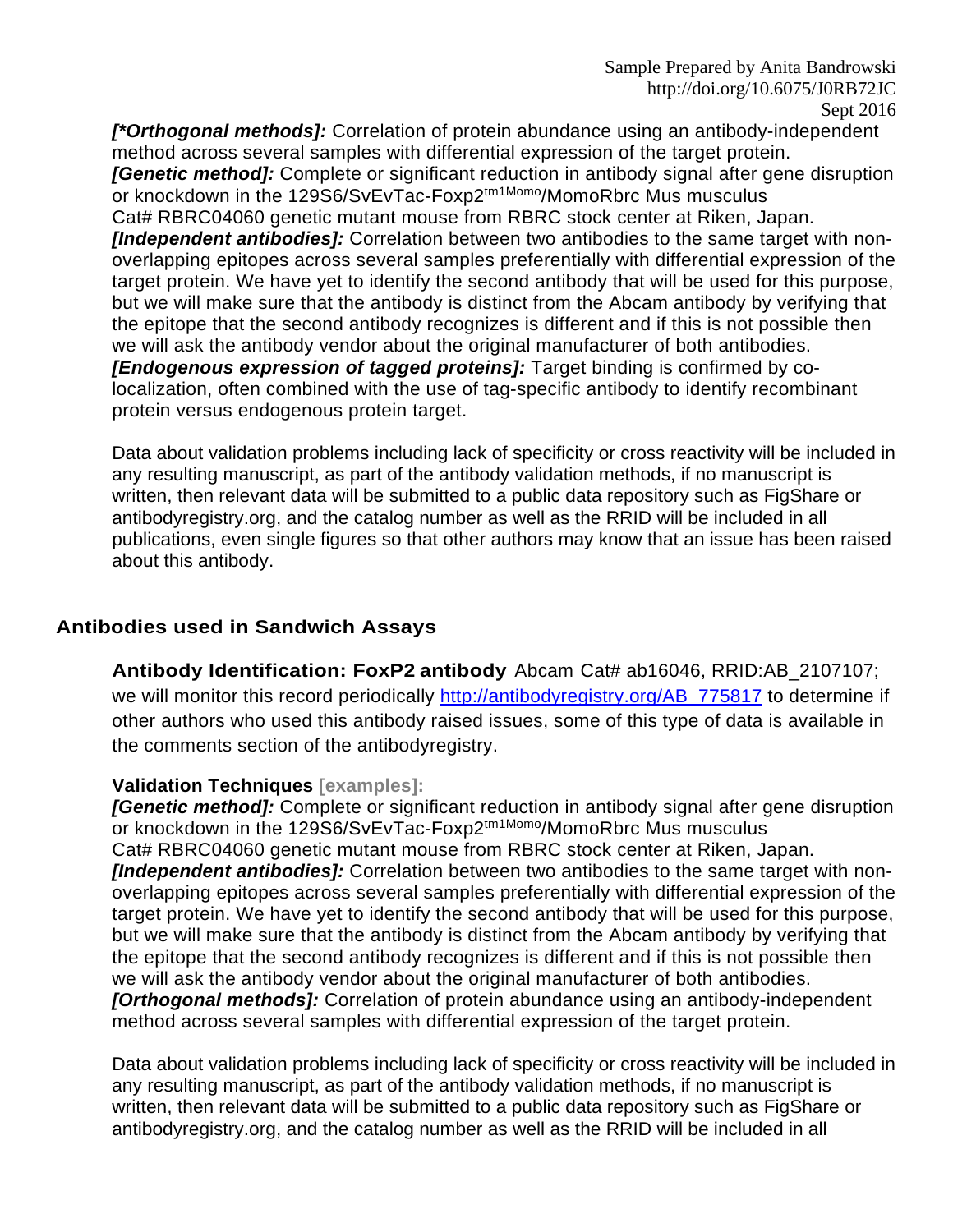*[\*Orthogonal methods]:* Correlation of protein abundance using an antibody-independent method across several samples with differential expression of the target protein.
*[Genetic method]:* Complete or significant reduction in antibody signal after gene disruption or knockdown in the 129S6/SvEvTac-Foxp2$^{tm1Momo}$/MomoRbrc Mus musculus Cat# RBRC04060 genetic mutant mouse from RBRC stock center at Riken, Japan.
*[Independent antibodies]:* Correlation between two antibodies to the same target with non-overlapping epitopes across several samples preferentially with differential expression of the target protein. We have yet to identify the second antibody that will be used for this purpose, but we will make sure that the antibody is distinct from the Abcam antibody by verifying that the epitope that the second antibody recognizes is different and if this is not possible then we will ask the antibody vendor about the original manufacturer of both antibodies.
*[Endogenous expression of tagged proteins]:* Target binding is confirmed by co-localization, often combined with the use of tag-specific antibody to identify recombinant protein versus endogenous protein target.

Data about validation problems including lack of specificity or cross reactivity will be included in any resulting manuscript, as part of the antibody validation methods, if no manuscript is written, then relevant data will be submitted to a public data repository such as FigShare or antibodyregistry.org, and the catalog number as well as the RRID will be included in all publications, even single figures so that other authors may know that an issue has been raised about this antibody.

## Antibodies used in Sandwich Assays

**Antibody Identification: FoxP2 antibody** Abcam Cat# ab16046, RRID:AB_2107107; we will monitor this record periodically [http://antibodyregistry.org/AB_775817](http://antibodyregistry.org/AB_775817) to determine if other authors who used this antibody raised issues, some of this type of data is available in the comments section of the antibodyregistry.

**Validation Techniques** [examples]:
*[Genetic method]:* Complete or significant reduction in antibody signal after gene disruption or knockdown in the 129S6/SvEvTac-Foxp2$^{tm1Momo}$/MomoRbrc Mus musculus Cat# RBRC04060 genetic mutant mouse from RBRC stock center at Riken, Japan.
*[Independent antibodies]:* Correlation between two antibodies to the same target with non-overlapping epitopes across several samples preferentially with differential expression of the target protein. We have yet to identify the second antibody that will be used for this purpose, but we will make sure that the antibody is distinct from the Abcam antibody by verifying that the epitope that the second antibody recognizes is different and if this is not possible then we will ask the antibody vendor about the original manufacturer of both antibodies.
*[Orthogonal methods]:* Correlation of protein abundance using an antibody-independent method across several samples with differential expression of the target protein.

Data about validation problems including lack of specificity or cross reactivity will be included in any resulting manuscript, as part of the antibody validation methods, if no manuscript is written, then relevant data will be submitted to a public data repository such as FigShare or antibodyregistry.org, and the catalog number as well as the RRID will be included in all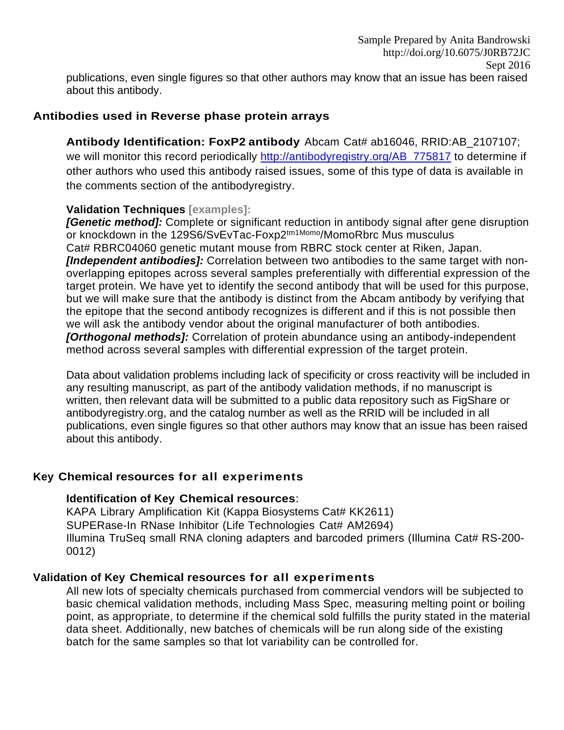publications, even single figures so that other authors may know that an issue has been raised about this antibody.

## Antibodies used in Reverse phase protein arrays

**Antibody Identification: FoxP2 antibody** Abcam Cat# ab16046, RRID:AB_2107107; we will monitor this record periodically http://antibodyregistry.org/AB_775817 to determine if other authors who used this antibody raised issues, some of this type of data is available in the comments section of the antibodyregistry.

**Validation Techniques [examples]:**
***[Genetic method]:*** Complete or significant reduction in antibody signal after gene disruption or knockdown in the 129S6/SvEvTac-Foxp2$^{tm1Momo}$/MomoRbrc Mus musculus Cat# RBRC04060 genetic mutant mouse from RBRC stock center at Riken, Japan.
***[Independent antibodies]:*** Correlation between two antibodies to the same target with non-overlapping epitopes across several samples preferentially with differential expression of the target protein. We have yet to identify the second antibody that will be used for this purpose, but we will make sure that the antibody is distinct from the Abcam antibody by verifying that the epitope that the second antibody recognizes is different and if this is not possible then we will ask the antibody vendor about the original manufacturer of both antibodies.
***[Orthogonal methods]:*** Correlation of protein abundance using an antibody-independent method across several samples with differential expression of the target protein.

Data about validation problems including lack of specificity or cross reactivity will be included in any resulting manuscript, as part of the antibody validation methods, if no manuscript is written, then relevant data will be submitted to a public data repository such as FigShare or antibodyregistry.org, and the catalog number as well as the RRID will be included in all publications, even single figures so that other authors may know that an issue has been raised about this antibody.

## Key Chemical resources for all experiments

**Identification of Key Chemical resources**:
KAPA Library Amplification Kit (Kappa Biosystems Cat# KK2611)
SUPERase-In RNase Inhibitor (Life Technologies Cat# AM2694)
Illumina TruSeq small RNA cloning adapters and barcoded primers (Illumina Cat# RS-200-0012)

## Validation of Key Chemical resources for all experiments

All new lots of specialty chemicals purchased from commercial vendors will be subjected to basic chemical validation methods, including Mass Spec, measuring melting point or boiling point, as appropriate, to determine if the chemical sold fulfills the purity stated in the material data sheet. Additionally, new batches of chemicals will be run along side of the existing batch for the same samples so that lot variability can be controlled for.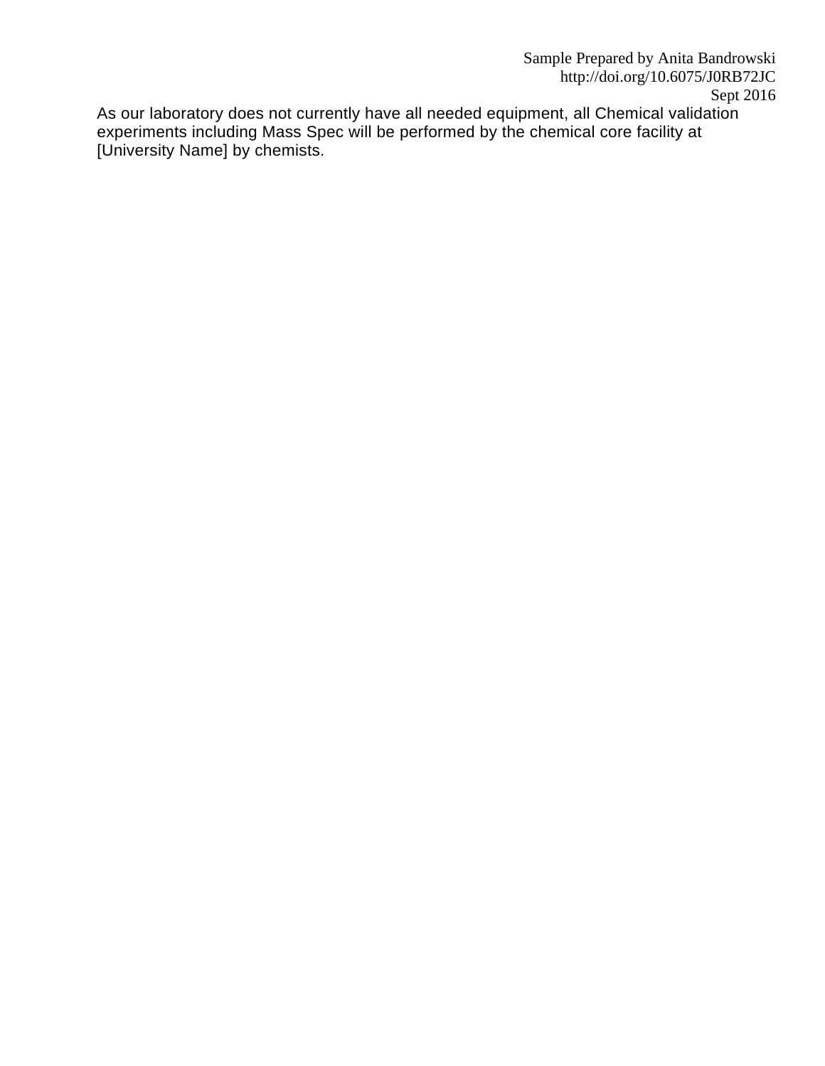As our laboratory does not currently have all needed equipment, all Chemical validation experiments including Mass Spec will be performed by the chemical core facility at [University Name] by chemists.